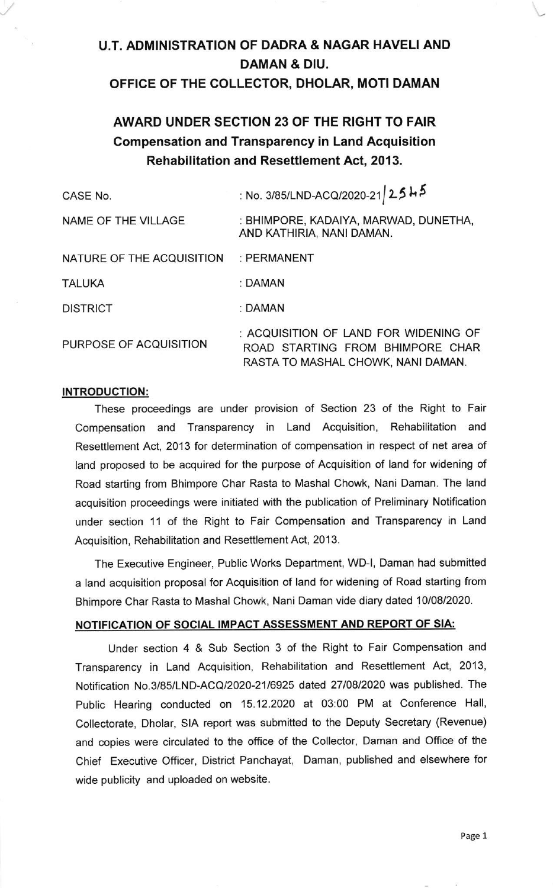# U.T. ADMINISTRATION OF DADRA & NAGAR HAVELI AND DAMAN & DIU.

## OFFICE OF THE COLLECTOR, DHOLAR, MOTI DAMAN

## AWARD UNDER SECTION 23 OF THE RIGHT TO FAIR Compensation and Transparency in Land Acquisition Rehabilitation and Resettlement Act, 2013.

| | |
|---|---|
| CASE No. | : No. 3/85/LND-ACQ/2020-21/2545 |
| NAME OF THE VILLAGE | : BHIMPORE, KADAIYA, MARWAD, DUNETHA, AND KATHIRIA, NANI DAMAN. |
| NATURE OF THE ACQUISITION | : PERMANENT |
| TALUKA | : DAMAN |
| DISTRICT | : DAMAN |
| PURPOSE OF ACQUISITION | : ACQUISITION OF LAND FOR WIDENING OF ROAD STARTING FROM BHIMPORE CHAR RASTA TO MASHAL CHOWK, NANI DAMAN. |

**INTRODUCTION:**

These proceedings are under provision of Section 23 of the Right to Fair Compensation and Transparency in Land Acquisition, Rehabilitation and Resettlement Act, 2013 for determination of compensation in respect of net area of land proposed to be acquired for the purpose of Acquisition of land for widening of Road starting from Bhimpore Char Rasta to Mashal Chowk, Nani Daman. The land acquisition proceedings were initiated with the publication of Preliminary Notification under section 11 of the Right to Fair Compensation and Transparency in Land Acquisition, Rehabilitation and Resettlement Act, 2013.

The Executive Engineer, Public Works Department, WD-I, Daman had submitted a land acquisition proposal for Acquisition of land for widening of Road starting from Bhimpore Char Rasta to Mashal Chowk, Nani Daman vide diary dated 10/08/2020.

**NOTIFICATION OF SOCIAL IMPACT ASSESSMENT AND REPORT OF SIA:**

Under section 4 & Sub Section 3 of the Right to Fair Compensation and Transparency in Land Acquisition, Rehabilitation and Resettlement Act, 2013, Notification No.3/85/LND-ACQ/2020-21/6925 dated 27/08/2020 was published. The Public Hearing conducted on 15.12.2020 at 03:00 PM at Conference Hall, Collectorate, Dholar, SIA report was submitted to the Deputy Secretary (Revenue) and copies were circulated to the office of the Collector, Daman and Office of the Chief Executive Officer, District Panchayat, Daman, published and elsewhere for wide publicity and uploaded on website.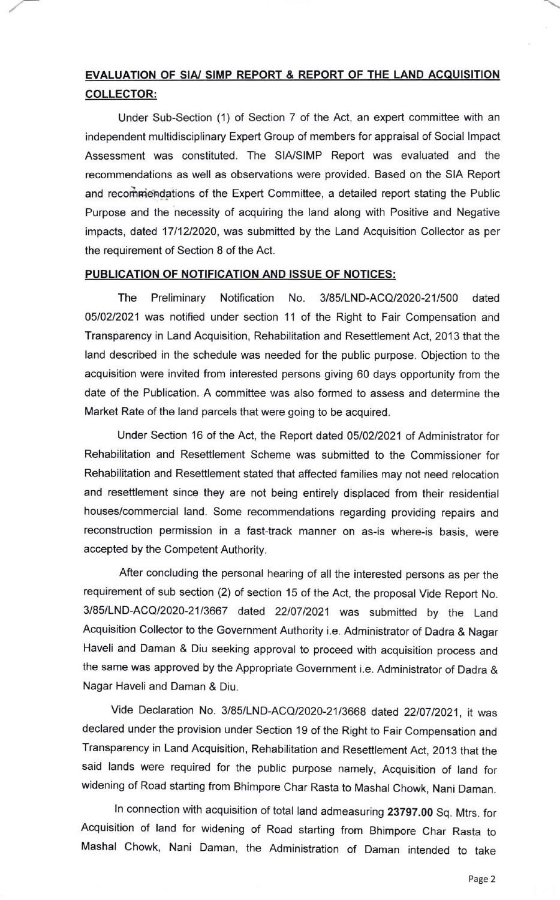**EVALUATION OF SIA/ SIMP REPORT & REPORT OF THE LAND ACQUISITION COLLECTOR:**

Under Sub-Section (1) of Section 7 of the Act, an expert committee with an independent multidisciplinary Expert Group of members for appraisal of Social Impact Assessment was constituted. The SIA/SIMP Report was evaluated and the recommendations as well as observations were provided. Based on the SIA Report and recommendations of the Expert Committee, a detailed report stating the Public Purpose and the necessity of acquiring the land along with Positive and Negative impacts, dated 17/12/2020, was submitted by the Land Acquisition Collector as per the requirement of Section 8 of the Act.

**PUBLICATION OF NOTIFICATION AND ISSUE OF NOTICES:**

The Preliminary Notification No. 3/85/LND-ACQ/2020-21/500 dated 05/02/2021 was notified under section 11 of the Right to Fair Compensation and Transparency in Land Acquisition, Rehabilitation and Resettlement Act, 2013 that the land described in the schedule was needed for the public purpose. Objection to the acquisition were invited from interested persons giving 60 days opportunity from the date of the Publication. A committee was also formed to assess and determine the Market Rate of the land parcels that were going to be acquired.

Under Section 16 of the Act, the Report dated 05/02/2021 of Administrator for Rehabilitation and Resettlement Scheme was submitted to the Commissioner for Rehabilitation and Resettlement stated that affected families may not need relocation and resettlement since they are not being entirely displaced from their residential houses/commercial land. Some recommendations regarding providing repairs and reconstruction permission in a fast-track manner on as-is where-is basis, were accepted by the Competent Authority.

After concluding the personal hearing of all the interested persons as per the requirement of sub section (2) of section 15 of the Act, the proposal Vide Report No. 3/85/LND-ACQ/2020-21/3667 dated 22/07/2021 was submitted by the Land Acquisition Collector to the Government Authority i.e. Administrator of Dadra & Nagar Haveli and Daman & Diu seeking approval to proceed with acquisition process and the same was approved by the Appropriate Government i.e. Administrator of Dadra & Nagar Haveli and Daman & Diu.

Vide Declaration No. 3/85/LND-ACQ/2020-21/3668 dated 22/07/2021, it was declared under the provision under Section 19 of the Right to Fair Compensation and Transparency in Land Acquisition, Rehabilitation and Resettlement Act, 2013 that the said lands were required for the public purpose namely, Acquisition of land for widening of Road starting from Bhimpore Char Rasta to Mashal Chowk, Nani Daman.

In connection with acquisition of total land admeasuring **23797.00** Sq. Mtrs. for Acquisition of land for widening of Road starting from Bhimpore Char Rasta to Mashal Chowk, Nani Daman, the Administration of Daman intended to take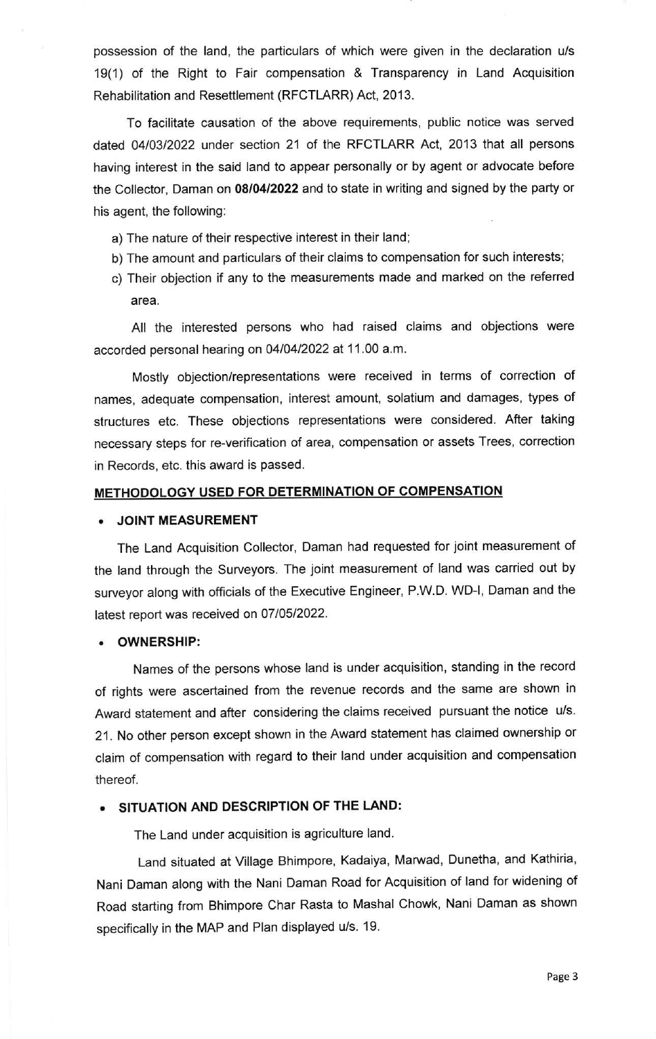possession of the land, the particulars of which were given in the declaration u/s 19(1) of the Right to Fair compensation & Transparency in Land Acquisition Rehabilitation and Resettlement (RFCTLARR) Act, 2013.

To facilitate causation of the above requirements, public notice was served dated 04/03/2022 under section 21 of the RFCTLARR Act, 2013 that all persons having interest in the said land to appear personally or by agent or advocate before the Collector, Daman on **08/04/2022** and to state in writing and signed by the party or his agent, the following:

a) The nature of their respective interest in their land;
b) The amount and particulars of their claims to compensation for such interests;
c) Their objection if any to the measurements made and marked on the referred area.

All the interested persons who had raised claims and objections were accorded personal hearing on 04/04/2022 at 11.00 a.m.

Mostly objection/representations were received in terms of correction of names, adequate compensation, interest amount, solatium and damages, types of structures etc. These objections representations were considered. After taking necessary steps for re-verification of area, compensation or assets Trees, correction in Records, etc. this award is passed.

## METHODOLOGY USED FOR DETERMINATION OF COMPENSATION

- **JOINT MEASUREMENT**

The Land Acquisition Collector, Daman had requested for joint measurement of the land through the Surveyors. The joint measurement of land was carried out by surveyor along with officials of the Executive Engineer, P.W.D. WD-I, Daman and the latest report was received on 07/05/2022.

- **OWNERSHIP:**

Names of the persons whose land is under acquisition, standing in the record of rights were ascertained from the revenue records and the same are shown in Award statement and after considering the claims received pursuant the notice u/s. 21. No other person except shown in the Award statement has claimed ownership or claim of compensation with regard to their land under acquisition and compensation thereof.

- **SITUATION AND DESCRIPTION OF THE LAND:**

The Land under acquisition is agriculture land.

Land situated at Village Bhimpore, Kadaiya, Marwad, Dunetha, and Kathiria, Nani Daman along with the Nani Daman Road for Acquisition of land for widening of Road starting from Bhimpore Char Rasta to Mashal Chowk, Nani Daman as shown specifically in the MAP and Plan displayed u/s. 19.